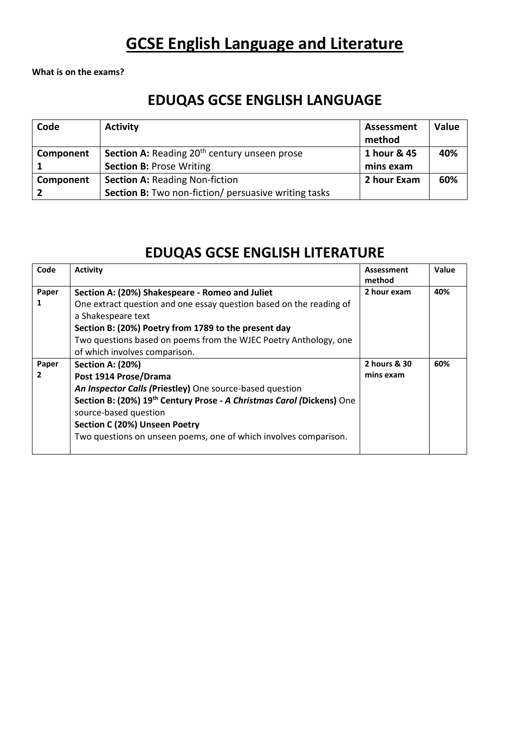# GCSE English Language and Literature

**What is on the exams?**

## EDUQAS GCSE ENGLISH LANGUAGE

| Code | Activity | Assessment method | Value |
|---|---|---|---|
| **Component 1** | **Section A:** Reading 20th century unseen prose<br>**Section B:** Prose Writing | **1 hour & 45 mins exam** | **40%** |
| **Component 2** | **Section A:** Reading Non-fiction<br>**Section B:** Two non-fiction/ persuasive writing tasks | **2 hour Exam** | **60%** |

## EDUQAS GCSE ENGLISH LITERATURE

| Code | Activity | Assessment method | Value |
|---|---|---|---|
| **Paper 1** | **Section A: (20%) Shakespeare - Romeo and Juliet**<br>One extract question and one essay question based on the reading of a Shakespeare text<br>**Section B: (20%) Poetry from 1789 to the present day**<br>Two questions based on poems from the WJEC Poetry Anthology, one of which involves comparison. | **2 hour exam** | **40%** |
| **Paper 2** | **Section A: (20%)**<br>**Post 1914 Prose/Drama**<br>***An Inspector Calls* (Priestley)** One source-based question<br>**Section B: (20%) 19th Century Prose - *A Christmas Carol* (Dickens)** One source-based question<br>**Section C (20%) Unseen Poetry**<br>Two questions on unseen poems, one of which involves comparison. | **2 hours & 30 mins exam** | **60%** |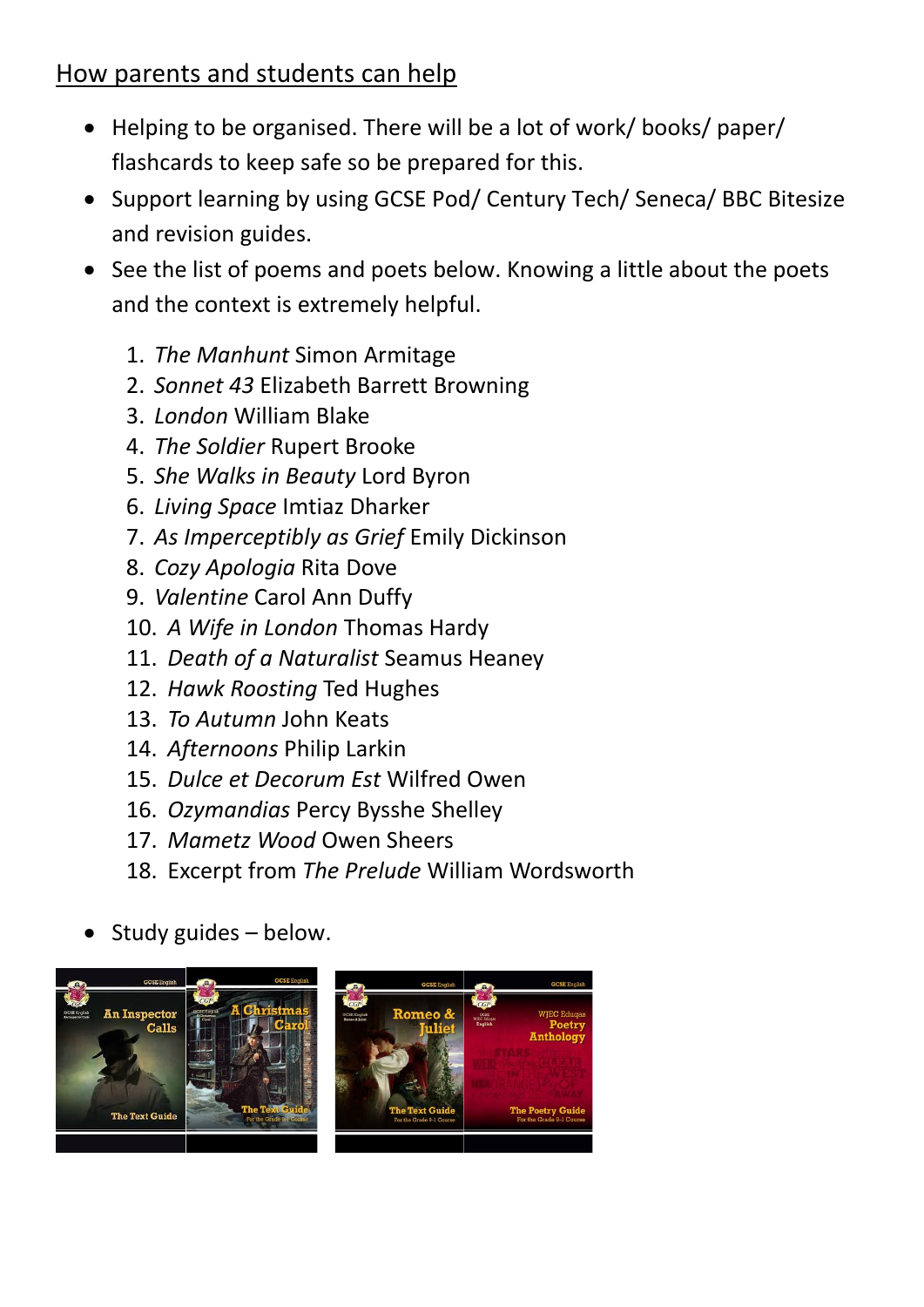## How parents and students can help

- Helping to be organised. There will be a lot of work/ books/ paper/ flashcards to keep safe so be prepared for this.
- Support learning by using GCSE Pod/ Century Tech/ Seneca/ BBC Bitesize and revision guides.
- See the list of poems and poets below. Knowing a little about the poets and the context is extremely helpful.

  1. *The Manhunt* Simon Armitage
  2. *Sonnet 43* Elizabeth Barrett Browning
  3. *London* William Blake
  4. *The Soldier* Rupert Brooke
  5. *She Walks in Beauty* Lord Byron
  6. *Living Space* Imtiaz Dharker
  7. *As Imperceptibly as Grief* Emily Dickinson
  8. *Cozy Apologia* Rita Dove
  9. *Valentine* Carol Ann Duffy
  10. *A Wife in London* Thomas Hardy
  11. *Death of a Naturalist* Seamus Heaney
  12. *Hawk Roosting* Ted Hughes
  13. *To Autumn* John Keats
  14. *Afternoons* Philip Larkin
  15. *Dulce et Decorum Est* Wilfred Owen
  16. *Ozymandias* Percy Bysshe Shelley
  17. *Mametz Wood* Owen Sheers
  18. Excerpt from *The Prelude* William Wordsworth

- Study guides – below.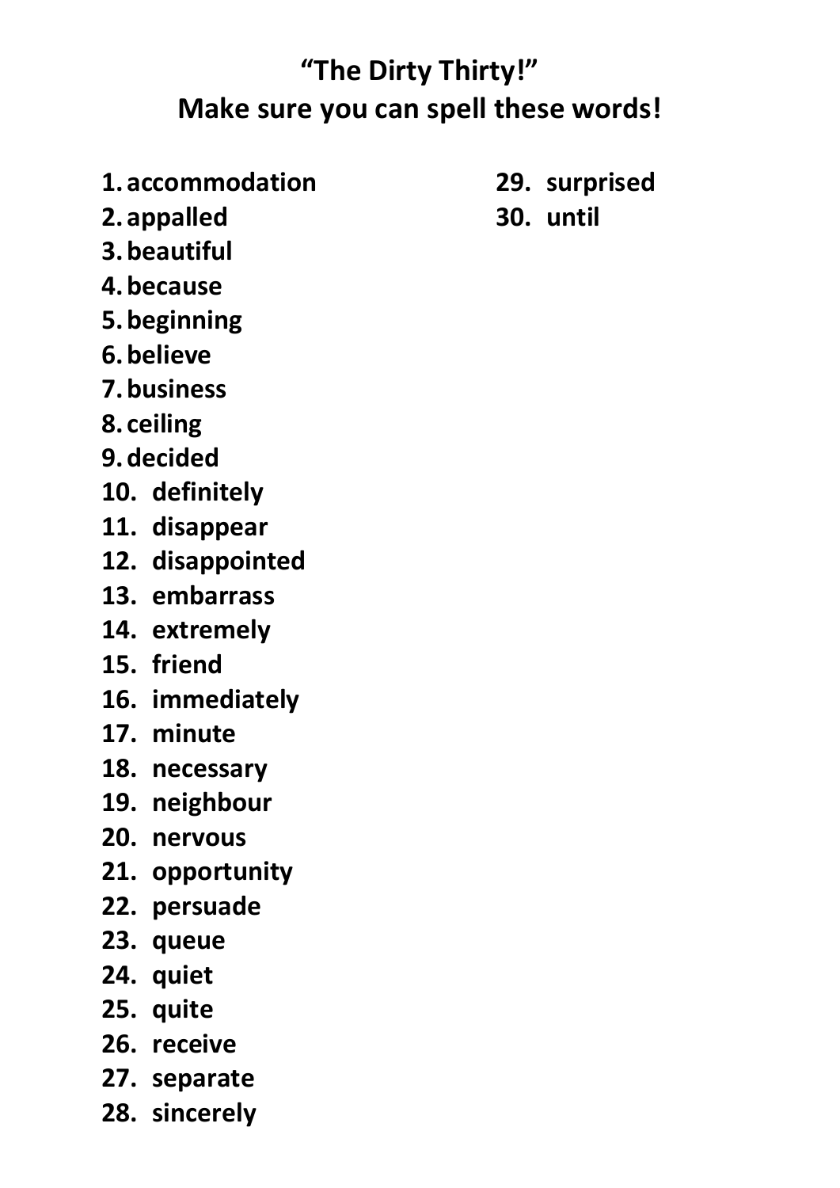# "The Dirty Thirty!"
# Make sure you can spell these words!

1. **accommodation**
2. **appalled**
3. **beautiful**
4. **because**
5. **beginning**
6. **believe**
7. **business**
8. **ceiling**
9. **decided**
10. **definitely**
11. **disappear**
12. **disappointed**
13. **embarrass**
14. **extremely**
15. **friend**
16. **immediately**
17. **minute**
18. **necessary**
19. **neighbour**
20. **nervous**
21. **opportunity**
22. **persuade**
23. **queue**
24. **quiet**
25. **quite**
26. **receive**
27. **separate**
28. **sincerely**
29. **surprised**
30. **until**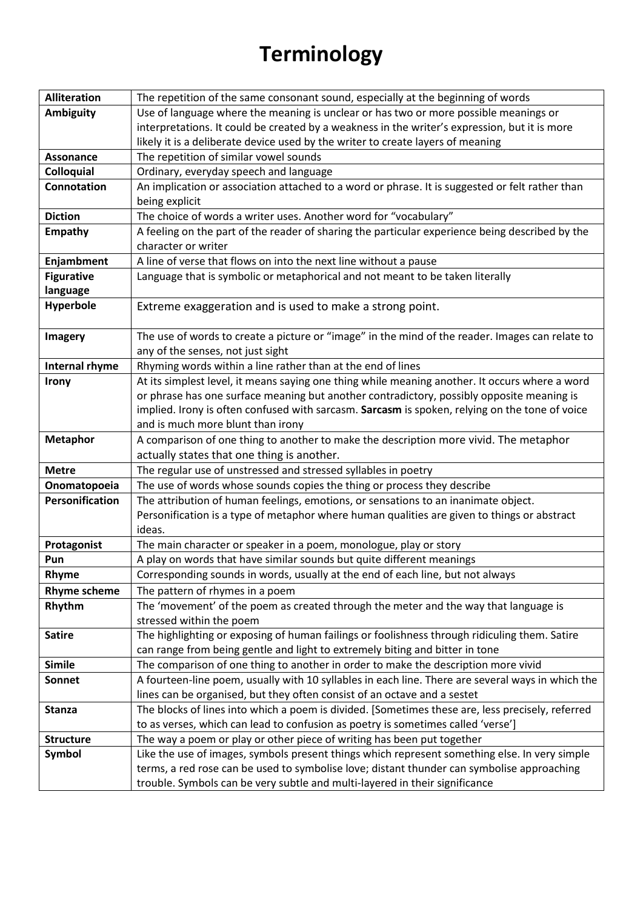# Terminology

| | |
|---|---|
| **Alliteration** | The repetition of the same consonant sound, especially at the beginning of words |
| **Ambiguity** | Use of language where the meaning is unclear or has two or more possible meanings or interpretations. It could be created by a weakness in the writer's expression, but it is more likely it is a deliberate device used by the writer to create layers of meaning |
| **Assonance** | The repetition of similar vowel sounds |
| **Colloquial** | Ordinary, everyday speech and language |
| **Connotation** | An implication or association attached to a word or phrase. It is suggested or felt rather than being explicit |
| **Diction** | The choice of words a writer uses. Another word for "vocabulary" |
| **Empathy** | A feeling on the part of the reader of sharing the particular experience being described by the character or writer |
| **Enjambment** | A line of verse that flows on into the next line without a pause |
| **Figurative language** | Language that is symbolic or metaphorical and not meant to be taken literally |
| **Hyperbole** | Extreme exaggeration and is used to make a strong point. |
| **Imagery** | The use of words to create a picture or "image" in the mind of the reader. Images can relate to any of the senses, not just sight |
| **Internal rhyme** | Rhyming words within a line rather than at the end of lines |
| **Irony** | At its simplest level, it means saying one thing while meaning another. It occurs where a word or phrase has one surface meaning but another contradictory, possibly opposite meaning is implied. Irony is often confused with sarcasm. **Sarcasm** is spoken, relying on the tone of voice and is much more blunt than irony |
| **Metaphor** | A comparison of one thing to another to make the description more vivid. The metaphor actually states that one thing is another. |
| **Metre** | The regular use of unstressed and stressed syllables in poetry |
| **Onomatopoeia** | The use of words whose sounds copies the thing or process they describe |
| **Personification** | The attribution of human feelings, emotions, or sensations to an inanimate object. Personification is a type of metaphor where human qualities are given to things or abstract ideas. |
| **Protagonist** | The main character or speaker in a poem, monologue, play or story |
| **Pun** | A play on words that have similar sounds but quite different meanings |
| **Rhyme** | Corresponding sounds in words, usually at the end of each line, but not always |
| **Rhyme scheme** | The pattern of rhymes in a poem |
| **Rhythm** | The 'movement' of the poem as created through the meter and the way that language is stressed within the poem |
| **Satire** | The highlighting or exposing of human failings or foolishness through ridiculing them. Satire can range from being gentle and light to extremely biting and bitter in tone |
| **Simile** | The comparison of one thing to another in order to make the description more vivid |
| **Sonnet** | A fourteen-line poem, usually with 10 syllables in each line. There are several ways in which the lines can be organised, but they often consist of an octave and a sestet |
| **Stanza** | The blocks of lines into which a poem is divided. [Sometimes these are, less precisely, referred to as verses, which can lead to confusion as poetry is sometimes called 'verse'] |
| **Structure** | The way a poem or play or other piece of writing has been put together |
| **Symbol** | Like the use of images, symbols present things which represent something else. In very simple terms, a red rose can be used to symbolise love; distant thunder can symbolise approaching trouble. Symbols can be very subtle and multi-layered in their significance |